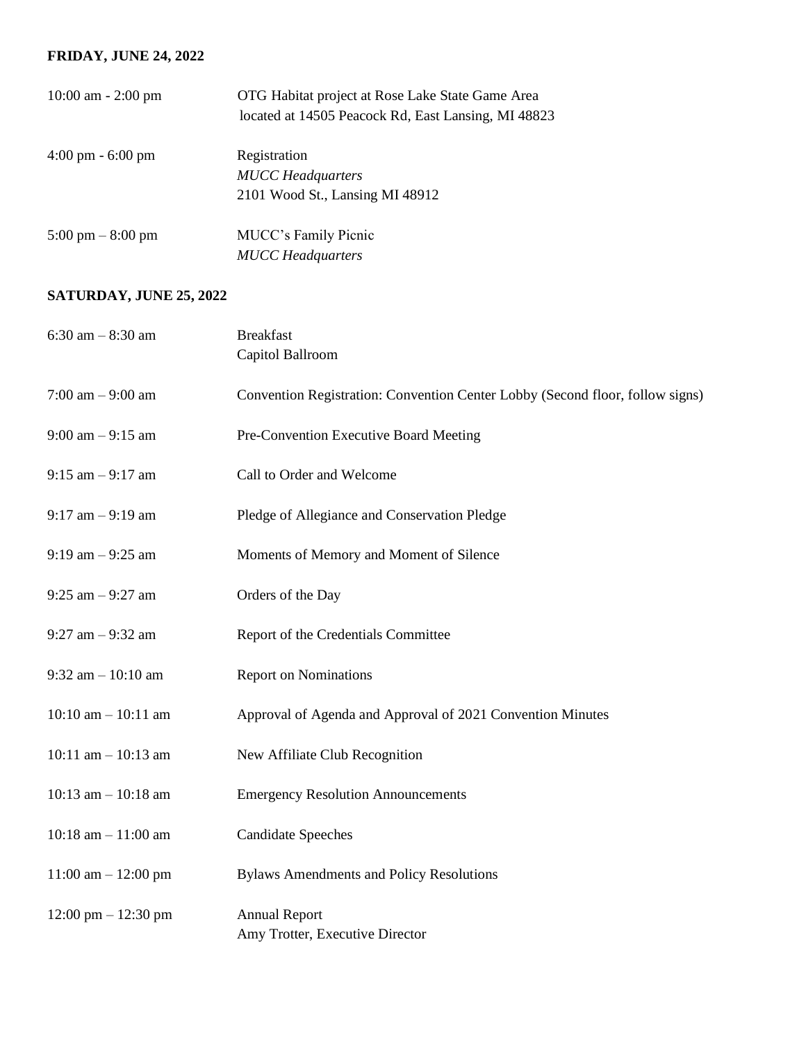**FRIDAY, JUNE 24, 2022**

| | |
|---|---|
| 10:00 am - 2:00 pm | OTG Habitat project at Rose Lake State Game Area located at 14505 Peacock Rd, East Lansing, MI 48823 |
| 4:00 pm - 6:00 pm | Registration *MUCC Headquarters* 2101 Wood St., Lansing MI 48912 |
| 5:00 pm – 8:00 pm | MUCC's Family Picnic *MUCC Headquarters* |

**SATURDAY, JUNE 25, 2022**

| | |
|---|---|
| 6:30 am – 8:30 am | Breakfast Capitol Ballroom |
| 7:00 am – 9:00 am | Convention Registration: Convention Center Lobby (Second floor, follow signs) |
| 9:00 am – 9:15 am | Pre-Convention Executive Board Meeting |
| 9:15 am – 9:17 am | Call to Order and Welcome |
| 9:17 am – 9:19 am | Pledge of Allegiance and Conservation Pledge |
| 9:19 am – 9:25 am | Moments of Memory and Moment of Silence |
| 9:25 am – 9:27 am | Orders of the Day |
| 9:27 am – 9:32 am | Report of the Credentials Committee |
| 9:32 am – 10:10 am | Report on Nominations |
| 10:10 am – 10:11 am | Approval of Agenda and Approval of 2021 Convention Minutes |
| 10:11 am – 10:13 am | New Affiliate Club Recognition |
| 10:13 am – 10:18 am | Emergency Resolution Announcements |
| 10:18 am – 11:00 am | Candidate Speeches |
| 11:00 am – 12:00 pm | Bylaws Amendments and Policy Resolutions |
| 12:00 pm – 12:30 pm | Annual Report Amy Trotter, Executive Director |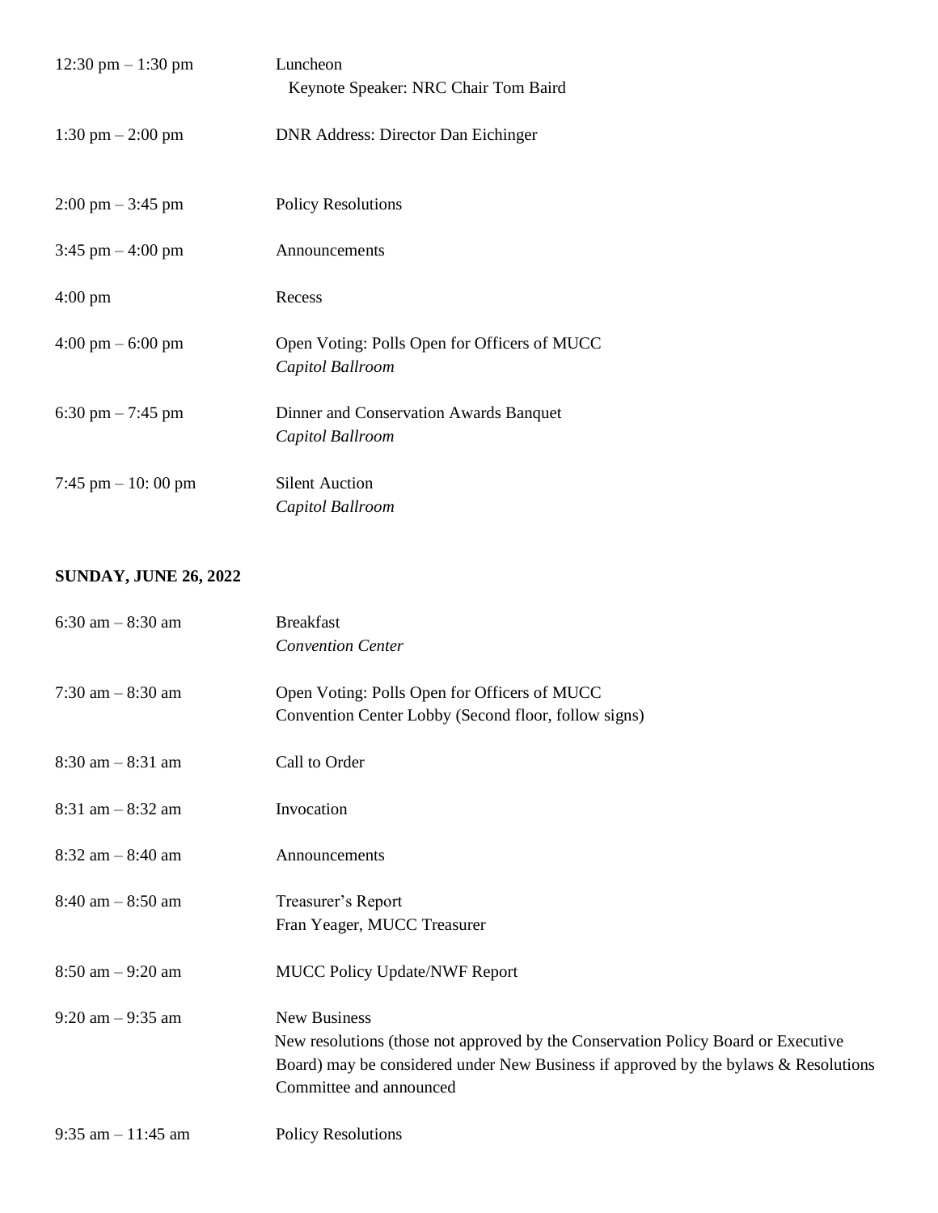| | |
|---|---|
| 12:30 pm – 1:30 pm | Luncheon<br>Keynote Speaker: NRC Chair Tom Baird |
| 1:30 pm – 2:00 pm | DNR Address: Director Dan Eichinger |
| 2:00 pm – 3:45 pm | Policy Resolutions |
| 3:45 pm – 4:00 pm | Announcements |
| 4:00 pm | Recess |
| 4:00 pm – 6:00 pm | Open Voting: Polls Open for Officers of MUCC<br>*Capitol Ballroom* |
| 6:30 pm – 7:45 pm | Dinner and Conservation Awards Banquet<br>*Capitol Ballroom* |
| 7:45 pm – 10: 00 pm | Silent Auction<br>*Capitol Ballroom* |

**SUNDAY, JUNE 26, 2022**

| | |
|---|---|
| 6:30 am – 8:30 am | Breakfast<br>*Convention Center* |
| 7:30 am – 8:30 am | Open Voting: Polls Open for Officers of MUCC<br>Convention Center Lobby (Second floor, follow signs) |
| 8:30 am – 8:31 am | Call to Order |
| 8:31 am – 8:32 am | Invocation |
| 8:32 am – 8:40 am | Announcements |
| 8:40 am – 8:50 am | Treasurer's Report<br>Fran Yeager, MUCC Treasurer |
| 8:50 am – 9:20 am | MUCC Policy Update/NWF Report |
| 9:20 am – 9:35 am | New Business<br>New resolutions (those not approved by the Conservation Policy Board or Executive Board) may be considered under New Business if approved by the bylaws & Resolutions Committee and announced |
| 9:35 am – 11:45 am | Policy Resolutions |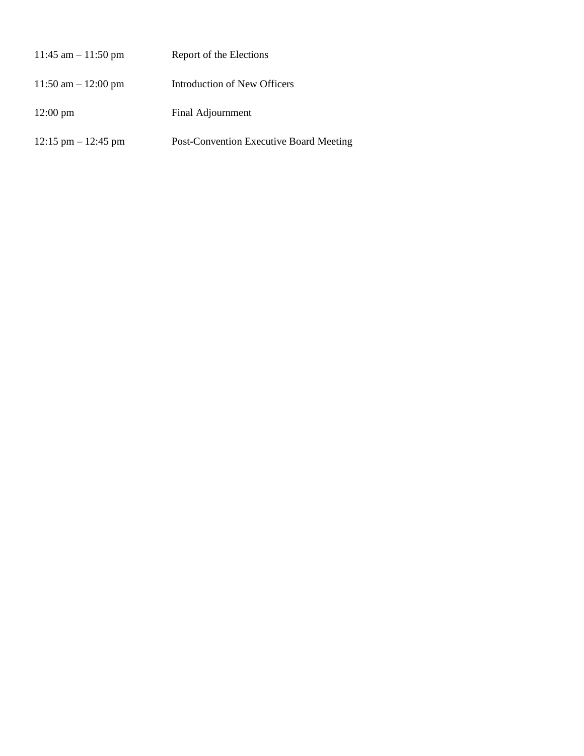| | |
|---|---|
| 11:45 am – 11:50 pm | Report of the Elections |
| 11:50 am – 12:00 pm | Introduction of New Officers |
| 12:00 pm | Final Adjournment |
| 12:15 pm – 12:45 pm | Post-Convention Executive Board Meeting |